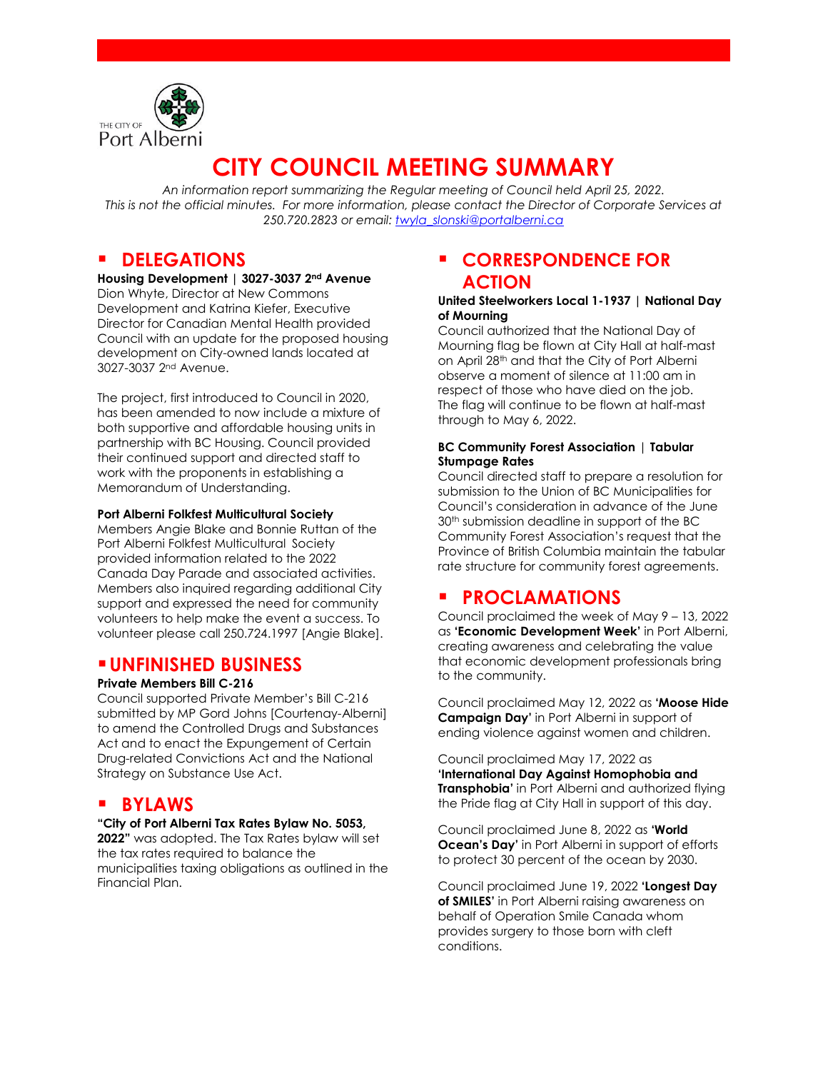THE CITY OF Port Alberni

# CITY COUNCIL MEETING SUMMARY

*An information report summarizing the Regular meeting of Council held April 25, 2022. This is not the official minutes. For more information, please contact the Director of Corporate Services at 250.720.2823 or email: twyla_slonski@portalberni.ca*

## DELEGATIONS

**Housing Development | 3027-3037 2nd Avenue**
Dion Whyte, Director at New Commons Development and Katrina Kiefer, Executive Director for Canadian Mental Health provided Council with an update for the proposed housing development on City-owned lands located at 3027-3037 2nd Avenue.

The project, first introduced to Council in 2020, has been amended to now include a mixture of both supportive and affordable housing units in partnership with BC Housing. Council provided their continued support and directed staff to work with the proponents in establishing a Memorandum of Understanding.

**Port Alberni Folkfest Multicultural Society**
Members Angie Blake and Bonnie Ruttan of the Port Alberni Folkfest Multicultural Society provided information related to the 2022 Canada Day Parade and associated activities. Members also inquired regarding additional City support and expressed the need for community volunteers to help make the event a success. To volunteer please call 250.724.1997 [Angie Blake].

## UNFINISHED BUSINESS

**Private Members Bill C-216**
Council supported Private Member's Bill C-216 submitted by MP Gord Johns [Courtenay-Alberni] to amend the Controlled Drugs and Substances Act and to enact the Expungement of Certain Drug-related Convictions Act and the National Strategy on Substance Use Act.

## BYLAWS

**"City of Port Alberni Tax Rates Bylaw No. 5053, 2022"** was adopted. The Tax Rates bylaw will set the tax rates required to balance the municipalities taxing obligations as outlined in the Financial Plan.

## CORRESPONDENCE FOR ACTION

**United Steelworkers Local 1-1937 | National Day of Mourning**
Council authorized that the National Day of Mourning flag be flown at City Hall at half-mast on April 28th and that the City of Port Alberni observe a moment of silence at 11:00 am in respect of those who have died on the job. The flag will continue to be flown at half-mast through to May 6, 2022.

**BC Community Forest Association | Tabular Stumpage Rates**
Council directed staff to prepare a resolution for submission to the Union of BC Municipalities for Council's consideration in advance of the June 30th submission deadline in support of the BC Community Forest Association's request that the Province of British Columbia maintain the tabular rate structure for community forest agreements.

## PROCLAMATIONS

Council proclaimed the week of May 9 – 13, 2022 as **'Economic Development Week'** in Port Alberni, creating awareness and celebrating the value that economic development professionals bring to the community.

Council proclaimed May 12, 2022 as **'Moose Hide Campaign Day'** in Port Alberni in support of ending violence against women and children.

Council proclaimed May 17, 2022 as **'International Day Against Homophobia and Transphobia'** in Port Alberni and authorized flying the Pride flag at City Hall in support of this day.

Council proclaimed June 8, 2022 as **'World Ocean's Day'** in Port Alberni in support of efforts to protect 30 percent of the ocean by 2030.

Council proclaimed June 19, 2022 **'Longest Day of SMILES'** in Port Alberni raising awareness on behalf of Operation Smile Canada whom provides surgery to those born with cleft conditions.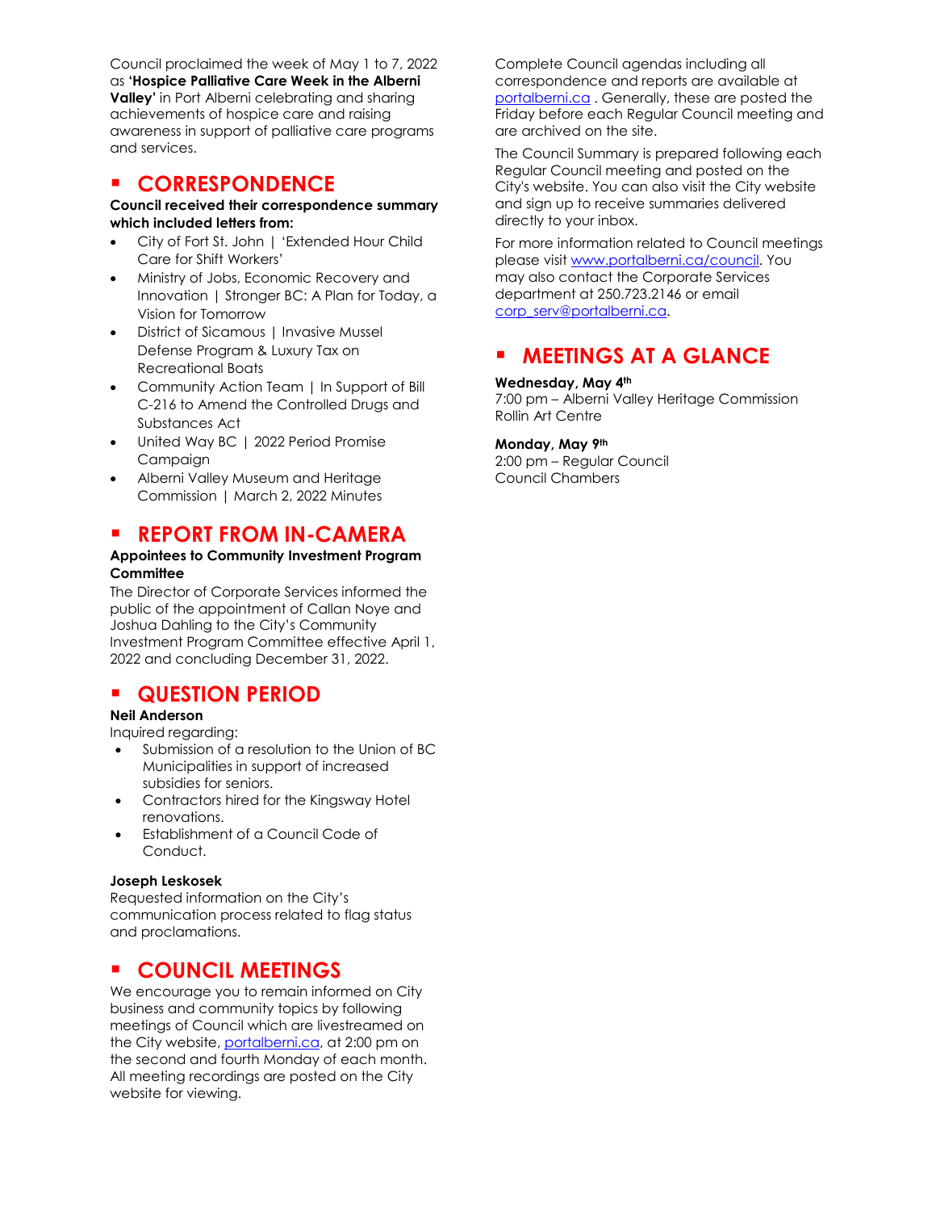Council proclaimed the week of May 1 to 7, 2022 as **'Hospice Palliative Care Week in the Alberni Valley'** in Port Alberni celebrating and sharing achievements of hospice care and raising awareness in support of palliative care programs and services.

## CORRESPONDENCE

**Council received their correspondence summary which included letters from:**

- City of Fort St. John | 'Extended Hour Child Care for Shift Workers'
- Ministry of Jobs, Economic Recovery and Innovation | Stronger BC: A Plan for Today, a Vision for Tomorrow
- District of Sicamous | Invasive Mussel Defense Program & Luxury Tax on Recreational Boats
- Community Action Team | In Support of Bill C-216 to Amend the Controlled Drugs and Substances Act
- United Way BC | 2022 Period Promise Campaign
- Alberni Valley Museum and Heritage Commission | March 2, 2022 Minutes

## REPORT FROM IN-CAMERA

**Appointees to Community Investment Program Committee**

The Director of Corporate Services informed the public of the appointment of Callan Noye and Joshua Dahling to the City's Community Investment Program Committee effective April 1, 2022 and concluding December 31, 2022.

## QUESTION PERIOD

**Neil Anderson**

Inquired regarding:

- Submission of a resolution to the Union of BC Municipalities in support of increased subsidies for seniors.
- Contractors hired for the Kingsway Hotel renovations.
- Establishment of a Council Code of Conduct.

**Joseph Leskosek**

Requested information on the City's communication process related to flag status and proclamations.

## COUNCIL MEETINGS

We encourage you to remain informed on City business and community topics by following meetings of Council which are livestreamed on the City website, portalberni.ca, at 2:00 pm on the second and fourth Monday of each month. All meeting recordings are posted on the City website for viewing.

Complete Council agendas including all correspondence and reports are available at portalberni.ca . Generally, these are posted the Friday before each Regular Council meeting and are archived on the site.

The Council Summary is prepared following each Regular Council meeting and posted on the City's website. You can also visit the City website and sign up to receive summaries delivered directly to your inbox.

For more information related to Council meetings please visit www.portalberni.ca/council. You may also contact the Corporate Services department at 250.723.2146 or email corp_serv@portalberni.ca.

## MEETINGS AT A GLANCE

**Wednesday, May 4th**
7:00 pm – Alberni Valley Heritage Commission
Rollin Art Centre

**Monday, May 9th**
2:00 pm – Regular Council
Council Chambers